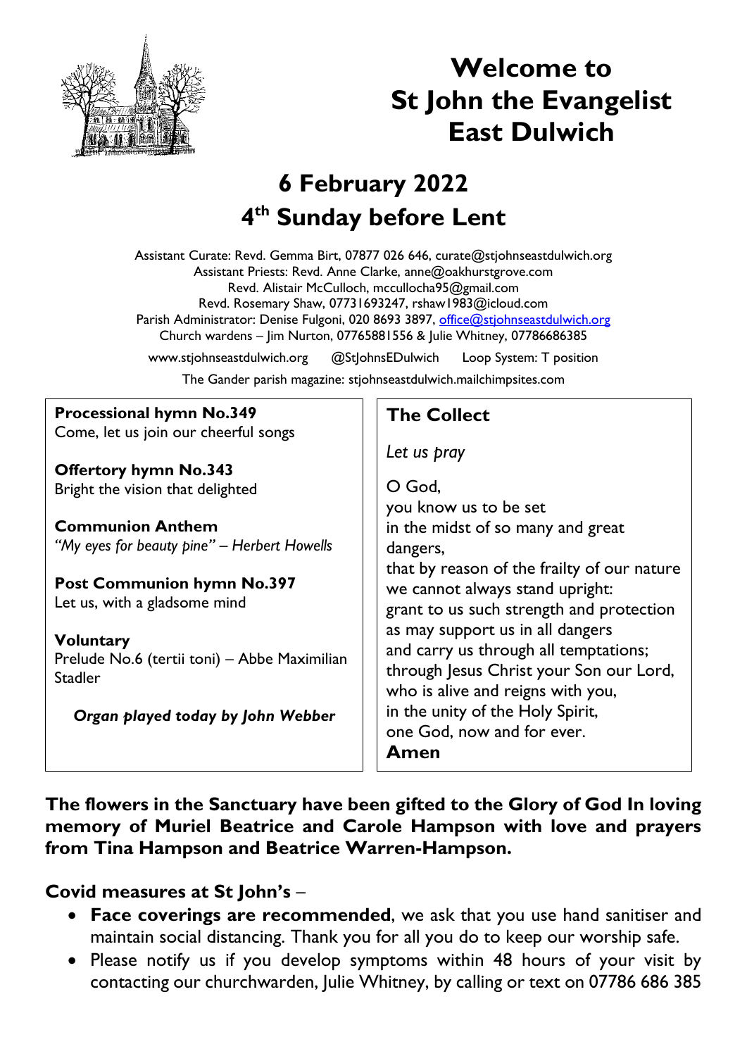# Welcome to St John the Evangelist East Dulwich

## 6 February 2022
## 4th Sunday before Lent

Assistant Curate: Revd. Gemma Birt, 07877 026 646, curate@stjohnseastdulwich.org
Assistant Priests: Revd. Anne Clarke, anne@oakhurstgrove.com
Revd. Alistair McCulloch, mccullocha95@gmail.com
Revd. Rosemary Shaw, 07731693247, rshaw1983@icloud.com
Parish Administrator: Denise Fulgoni, 020 8693 3897, office@stjohnseastdulwich.org
Church wardens – Jim Nurton, 07765881556 & Julie Whitney, 07786686385

www.stjohnseastdulwich.org @StJohnsEDulwich Loop System: T position

The Gander parish magazine: stjohnseastdulwich.mailchimpsites.com

**Processional hymn No.349**
Come, let us join our cheerful songs

**Offertory hymn No.343**
Bright the vision that delighted

**Communion Anthem**
*"My eyes for beauty pine" – Herbert Howells*

**Post Communion hymn No.397**
Let us, with a gladsome mind

**Voluntary**
Prelude No.6 (tertii toni) – Abbe Maximilian Stadler

***Organ played today by John Webber***

### The Collect

*Let us pray*

O God,
you know us to be set
in the midst of so many and great dangers,
that by reason of the frailty of our nature
we cannot always stand upright:
grant to us such strength and protection
as may support us in all dangers
and carry us through all temptations;
through Jesus Christ your Son our Lord,
who is alive and reigns with you,
in the unity of the Holy Spirit,
one God, now and for ever.
**Amen**

**The flowers in the Sanctuary have been gifted to the Glory of God In loving memory of Muriel Beatrice and Carole Hampson with love and prayers from Tina Hampson and Beatrice Warren-Hampson.**

**Covid measures at St John's** –

- **Face coverings are recommended**, we ask that you use hand sanitiser and maintain social distancing. Thank you for all you do to keep our worship safe.
- Please notify us if you develop symptoms within 48 hours of your visit by contacting our churchwarden, Julie Whitney, by calling or text on 07786 686 385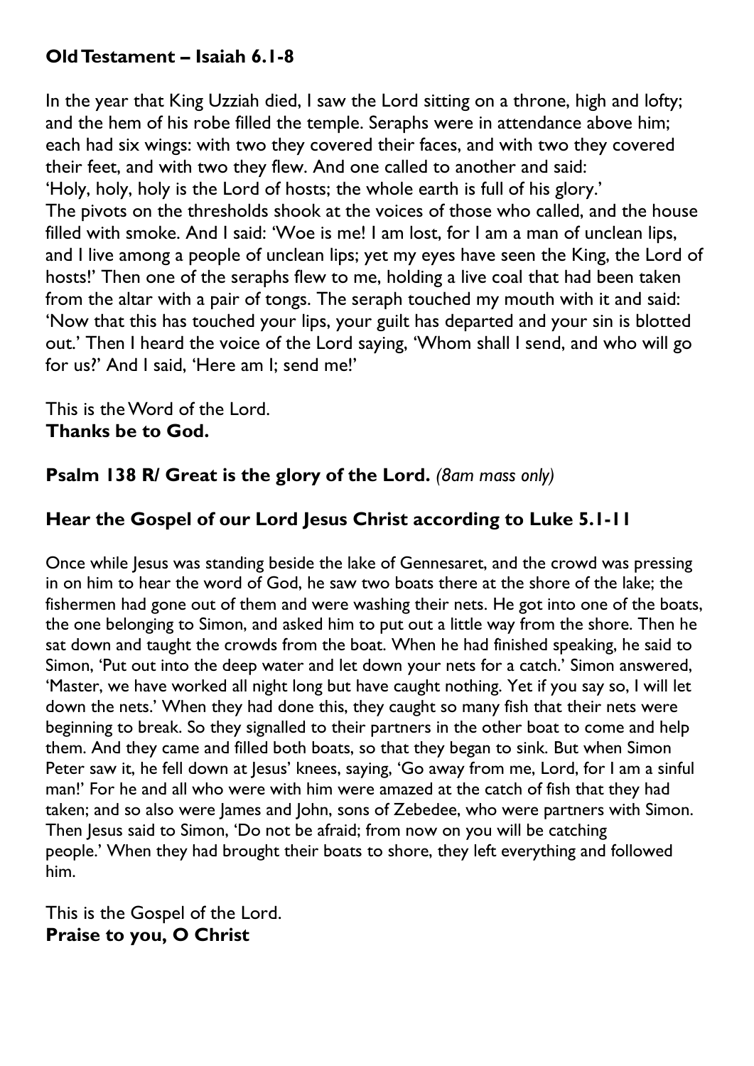**Old Testament – Isaiah 6.1-8**

In the year that King Uzziah died, I saw the Lord sitting on a throne, high and lofty; and the hem of his robe filled the temple. Seraphs were in attendance above him; each had six wings: with two they covered their faces, and with two they covered their feet, and with two they flew. And one called to another and said:
'Holy, holy, holy is the Lord of hosts; the whole earth is full of his glory.'
The pivots on the thresholds shook at the voices of those who called, and the house filled with smoke. And I said: 'Woe is me! I am lost, for I am a man of unclean lips, and I live among a people of unclean lips; yet my eyes have seen the King, the Lord of hosts!' Then one of the seraphs flew to me, holding a live coal that had been taken from the altar with a pair of tongs. The seraph touched my mouth with it and said: 'Now that this has touched your lips, your guilt has departed and your sin is blotted out.' Then I heard the voice of the Lord saying, 'Whom shall I send, and who will go for us?' And I said, 'Here am I; send me!'

This is the Word of the Lord.
**Thanks be to God.**

**Psalm 138 R/ Great is the glory of the Lord.** *(8am mass only)*

**Hear the Gospel of our Lord Jesus Christ according to Luke 5.1-11**

Once while Jesus was standing beside the lake of Gennesaret, and the crowd was pressing in on him to hear the word of God, he saw two boats there at the shore of the lake; the fishermen had gone out of them and were washing their nets. He got into one of the boats, the one belonging to Simon, and asked him to put out a little way from the shore. Then he sat down and taught the crowds from the boat. When he had finished speaking, he said to Simon, 'Put out into the deep water and let down your nets for a catch.' Simon answered, 'Master, we have worked all night long but have caught nothing. Yet if you say so, I will let down the nets.' When they had done this, they caught so many fish that their nets were beginning to break. So they signalled to their partners in the other boat to come and help them. And they came and filled both boats, so that they began to sink. But when Simon Peter saw it, he fell down at Jesus' knees, saying, 'Go away from me, Lord, for I am a sinful man!' For he and all who were with him were amazed at the catch of fish that they had taken; and so also were James and John, sons of Zebedee, who were partners with Simon. Then Jesus said to Simon, 'Do not be afraid; from now on you will be catching people.' When they had brought their boats to shore, they left everything and followed him.

This is the Gospel of the Lord.
**Praise to you, O Christ**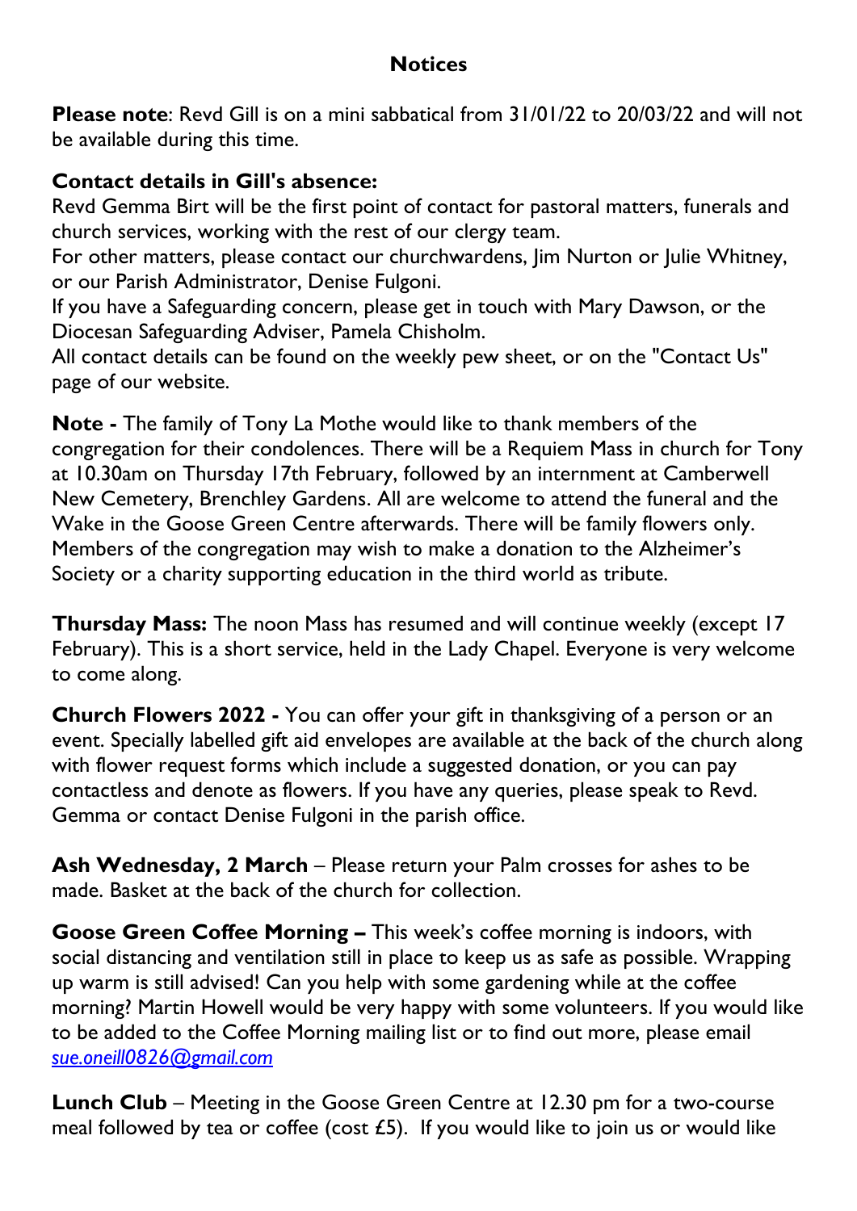## Notices

**Please note**: Revd Gill is on a mini sabbatical from 31/01/22 to 20/03/22 and will not be available during this time.

**Contact details in Gill's absence:**
Revd Gemma Birt will be the first point of contact for pastoral matters, funerals and church services, working with the rest of our clergy team.
For other matters, please contact our churchwardens, Jim Nurton or Julie Whitney, or our Parish Administrator, Denise Fulgoni.
If you have a Safeguarding concern, please get in touch with Mary Dawson, or the Diocesan Safeguarding Adviser, Pamela Chisholm.
All contact details can be found on the weekly pew sheet, or on the "Contact Us" page of our website.

**Note -** The family of Tony La Mothe would like to thank members of the congregation for their condolences. There will be a Requiem Mass in church for Tony at 10.30am on Thursday 17th February, followed by an internment at Camberwell New Cemetery, Brenchley Gardens. All are welcome to attend the funeral and the Wake in the Goose Green Centre afterwards. There will be family flowers only. Members of the congregation may wish to make a donation to the Alzheimer's Society or a charity supporting education in the third world as tribute.

**Thursday Mass:** The noon Mass has resumed and will continue weekly (except 17 February). This is a short service, held in the Lady Chapel. Everyone is very welcome to come along.

**Church Flowers 2022 -** You can offer your gift in thanksgiving of a person or an event. Specially labelled gift aid envelopes are available at the back of the church along with flower request forms which include a suggested donation, or you can pay contactless and denote as flowers. If you have any queries, please speak to Revd. Gemma or contact Denise Fulgoni in the parish office.

**Ash Wednesday, 2 March** – Please return your Palm crosses for ashes to be made. Basket at the back of the church for collection.

**Goose Green Coffee Morning –** This week's coffee morning is indoors, with social distancing and ventilation still in place to keep us as safe as possible. Wrapping up warm is still advised! Can you help with some gardening while at the coffee morning? Martin Howell would be very happy with some volunteers. If you would like to be added to the Coffee Morning mailing list or to find out more, please email *sue.oneill0826@gmail.com*

**Lunch Club** – Meeting in the Goose Green Centre at 12.30 pm for a two-course meal followed by tea or coffee (cost £5). If you would like to join us or would like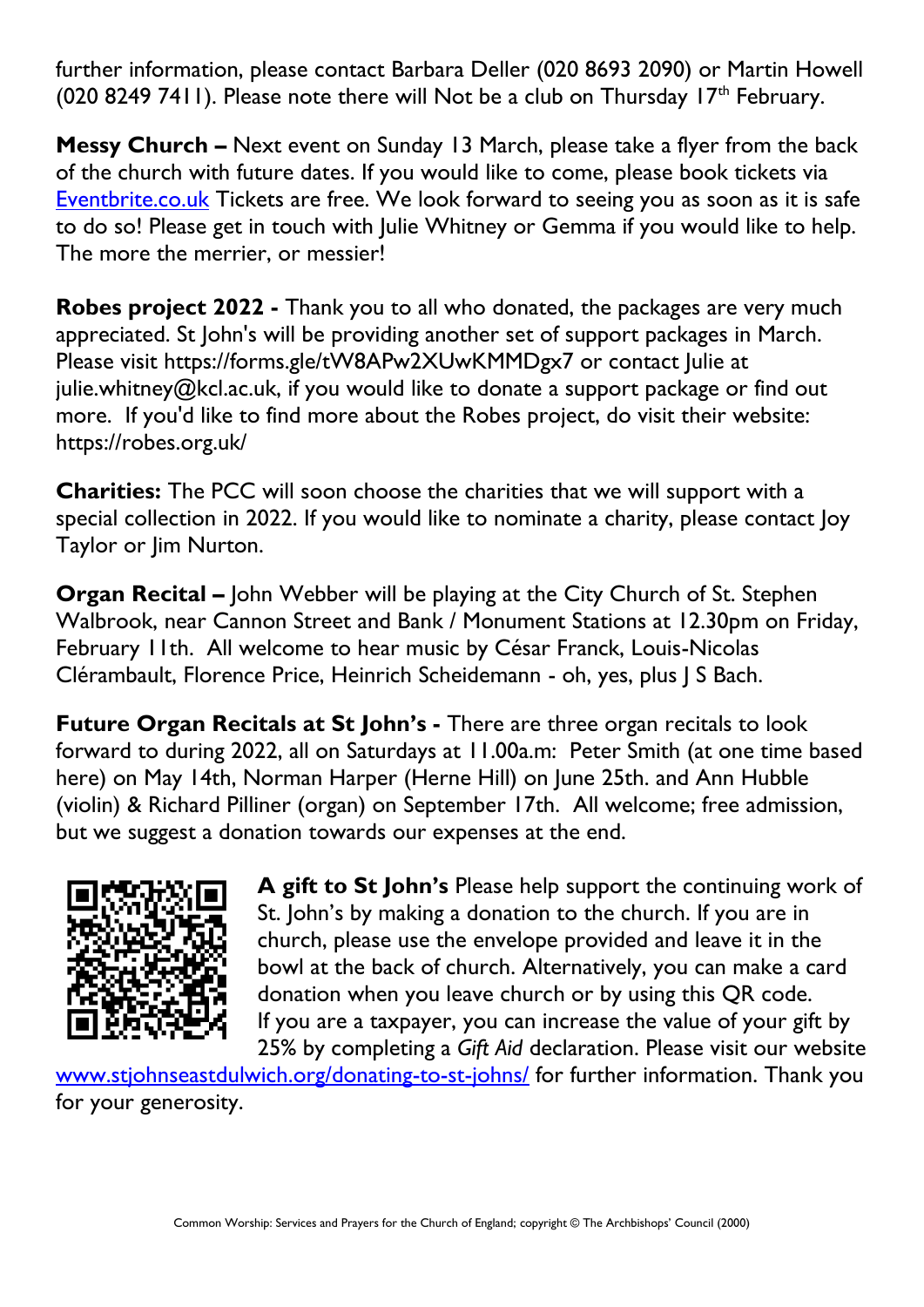further information, please contact Barbara Deller (020 8693 2090) or Martin Howell (020 8249 7411). Please note there will Not be a club on Thursday 17th February.

**Messy Church –** Next event on Sunday 13 March, please take a flyer from the back of the church with future dates. If you would like to come, please book tickets via Eventbrite.co.uk Tickets are free. We look forward to seeing you as soon as it is safe to do so! Please get in touch with Julie Whitney or Gemma if you would like to help. The more the merrier, or messier!

**Robes project 2022 -** Thank you to all who donated, the packages are very much appreciated. St John's will be providing another set of support packages in March. Please visit https://forms.gle/tW8APw2XUwKMMDgx7 or contact Julie at julie.whitney@kcl.ac.uk, if you would like to donate a support package or find out more. If you'd like to find more about the Robes project, do visit their website: https://robes.org.uk/

**Charities:** The PCC will soon choose the charities that we will support with a special collection in 2022. If you would like to nominate a charity, please contact Joy Taylor or Jim Nurton.

**Organ Recital –** John Webber will be playing at the City Church of St. Stephen Walbrook, near Cannon Street and Bank / Monument Stations at 12.30pm on Friday, February 11th. All welcome to hear music by César Franck, Louis-Nicolas Clérambault, Florence Price, Heinrich Scheidemann - oh, yes, plus J S Bach.

**Future Organ Recitals at St John's -** There are three organ recitals to look forward to during 2022, all on Saturdays at 11.00a.m: Peter Smith (at one time based here) on May 14th, Norman Harper (Herne Hill) on June 25th. and Ann Hubble (violin) & Richard Pilliner (organ) on September 17th. All welcome; free admission, but we suggest a donation towards our expenses at the end.

**A gift to St John's** Please help support the continuing work of St. John's by making a donation to the church. If you are in church, please use the envelope provided and leave it in the bowl at the back of church. Alternatively, you can make a card donation when you leave church or by using this QR code. If you are a taxpayer, you can increase the value of your gift by 25% by completing a *Gift Aid* declaration. Please visit our website www.stjohnseastdulwich.org/donating-to-st-johns/ for further information. Thank you for your generosity.

Common Worship: Services and Prayers for the Church of England; copyright © The Archbishops' Council (2000)